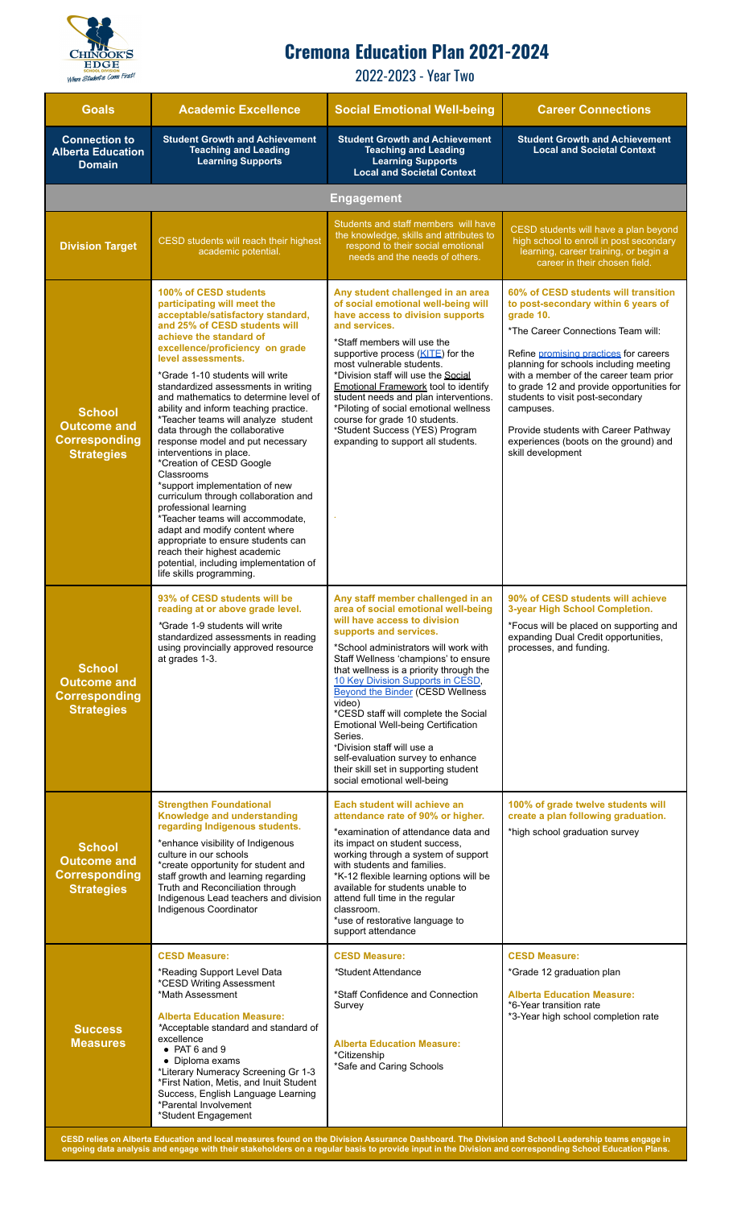# Cremona Education Plan 2021-2024

## 2022-2023 - Year Two

| Goals | Academic Excellence | Social Emotional Well-being | Career Connections |
|---|---|---|---|
| **Connection to Alberta Education Domain** | **Student Growth and Achievement**<br>**Teaching and Leading**<br>**Learning Supports** | **Student Growth and Achievement**<br>**Teaching and Leading**<br>**Learning Supports**<br>**Local and Societal Context** | **Student Growth and Achievement**<br>**Local and Societal Context** |
| **Engagement** | | | |
| **Division Target** | CESD students will reach their highest academic potential. | Students and staff members will have the knowledge, skills and attributes to respond to their social emotional needs and the needs of others. | CESD students will have a plan beyond high school to enroll in post secondary learning, career training, or begin a career in their chosen field. |
| **School Outcome and Corresponding Strategies** | **100% of CESD students participating will meet the acceptable/satisfactory standard, and 25% of CESD students will achieve the standard of excellence/proficiency on grade level assessments.**<br>*Grade 1-10 students will write standardized assessments in writing and mathematics to determine level of ability and inform teaching practice.<br>*Teacher teams will analyze student data through the collaborative response model and put necessary interventions in place.<br>*Creation of CESD Google Classrooms<br>*support implementation of new curriculum through collaboration and professional learning<br>*Teacher teams will accommodate, adapt and modify content where appropriate to ensure students can reach their highest academic potential, including implementation of life skills programming. | **Any student challenged in an area of social emotional well-being will have access to division supports and services.**<br>*Staff members will use the supportive process (KITE) for the most vulnerable students.<br>*Division staff will use the Social Emotional Framework tool to identify student needs and plan interventions.<br>*Piloting of social emotional wellness course for grade 10 students.<br>*Student Success (YES) Program expanding to support all students. | **60% of CESD students will transition to post-secondary within 6 years of grade 10.**<br>*The Career Connections Team will:<br>Refine promising practices for careers planning for schools including meeting with a member of the career team prior to grade 12 and provide opportunities for students to visit post-secondary campuses.<br>Provide students with Career Pathway experiences (boots on the ground) and skill development |
| **School Outcome and Corresponding Strategies** | **93% of CESD students will be reading at or above grade level.**<br>*Grade 1-9 students will write standardized assessments in reading using provincially approved resource at grades 1-3. | **Any staff member challenged in an area of social emotional well-being will have access to division supports and services.**<br>*School administrators will work with Staff Wellness 'champions' to ensure that wellness is a priority through the 10 Key Division Supports in CESD, Beyond the Binder (CESD Wellness video)<br>*CESD staff will complete the Social Emotional Well-being Certification Series.<br>*Division staff will use a self-evaluation survey to enhance their skill set in supporting student social emotional well-being | **90% of CESD students will achieve 3-year High School Completion.**<br>*Focus will be placed on supporting and expanding Dual Credit opportunities, processes, and funding. |
| **School Outcome and Corresponding Strategies** | **Strengthen Foundational Knowledge and understanding regarding Indigenous students.**<br>*enhance visibility of Indigenous culture in our schools<br>*create opportunity for student and staff growth and learning regarding Truth and Reconciliation through Indigenous Lead teachers and division Indigenous Coordinator | **Each student will achieve an attendance rate of 90% or higher.**<br>*examination of attendance data and its impact on student success, working through a system of support with students and families.<br>*K-12 flexible learning options will be available for students unable to attend full time in the regular classroom.<br>*use of restorative language to support attendance | **100% of grade twelve students will create a plan following graduation.**<br>*high school graduation survey |
| **Success Measures** | **CESD Measure:**<br>*Reading Support Level Data<br>*CESD Writing Assessment<br>*Math Assessment<br>**Alberta Education Measure:**<br>*Acceptable standard and standard of excellence<br>• PAT 6 and 9<br>• Diploma exams<br>*Literary Numeracy Screening Gr 1-3<br>*First Nation, Metis, and Inuit Student Success, English Language Learning<br>*Parental Involvement<br>*Student Engagement | **CESD Measure:**<br>*Student Attendance<br>*Staff Confidence and Connection Survey<br>**Alberta Education Measure:**<br>*Citizenship<br>*Safe and Caring Schools | **CESD Measure:**<br>*Grade 12 graduation plan<br>**Alberta Education Measure:**<br>*6-Year transition rate<br>*3-Year high school completion rate |

**CESD relies on Alberta Education and local measures found on the Division Assurance Dashboard. The Division and School Leadership teams engage in ongoing data analysis and engage with their stakeholders on a regular basis to provide input in the Division and corresponding School Education Plans.**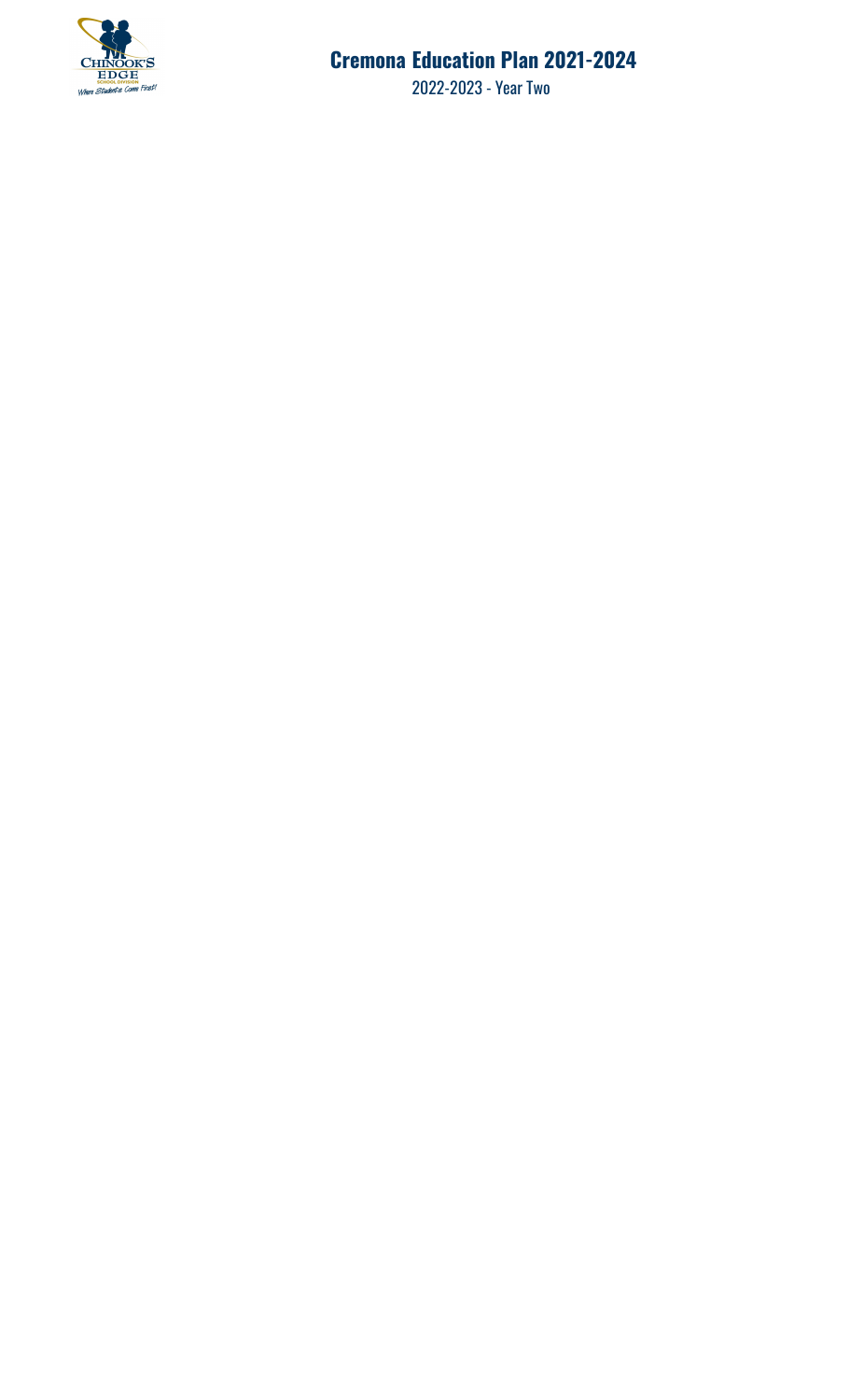# Cremona Education Plan 2021-2024

2022-2023 - Year Two